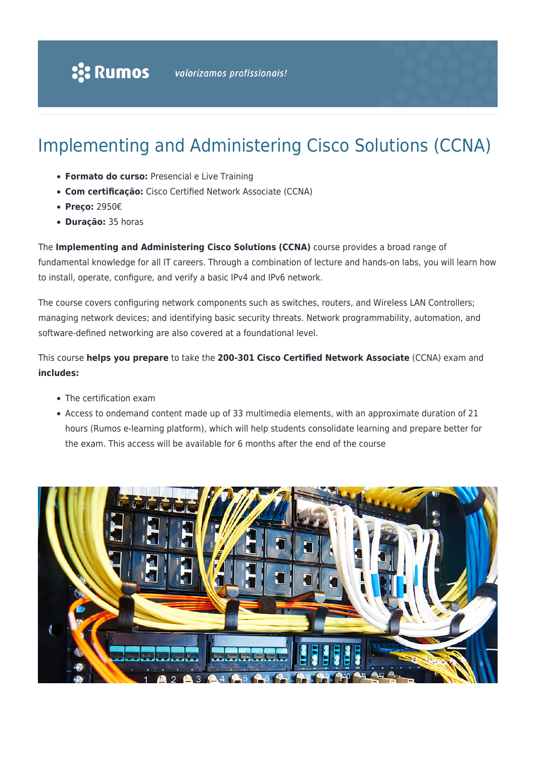# Implementing and Administering Cisco Solutions (CCNA)

- **Formato do curso:** Presencial e Live Training
- **Com certificação:** Cisco Certified Network Associate (CCNA)
- **Preço:** 2950€
- **Duração:** 35 horas

The **Implementing and Administering Cisco Solutions (CCNA)** course provides a broad range of fundamental knowledge for all IT careers. Through a combination of lecture and hands-on labs, you will learn how to install, operate, configure, and verify a basic IPv4 and IPv6 network.

The course covers configuring network components such as switches, routers, and Wireless LAN Controllers; managing network devices; and identifying basic security threats. Network programmability, automation, and software-defined networking are also covered at a foundational level.

This course **helps you prepare** to take the **200-301 Cisco Certified Network Associate** (CCNA) exam and **includes:**

- The certification exam
- Access to ondemand content made up of 33 multimedia elements, with an approximate duration of 21 hours (Rumos e-learning platform), which will help students consolidate learning and prepare better for the exam. This access will be available for 6 months after the end of the course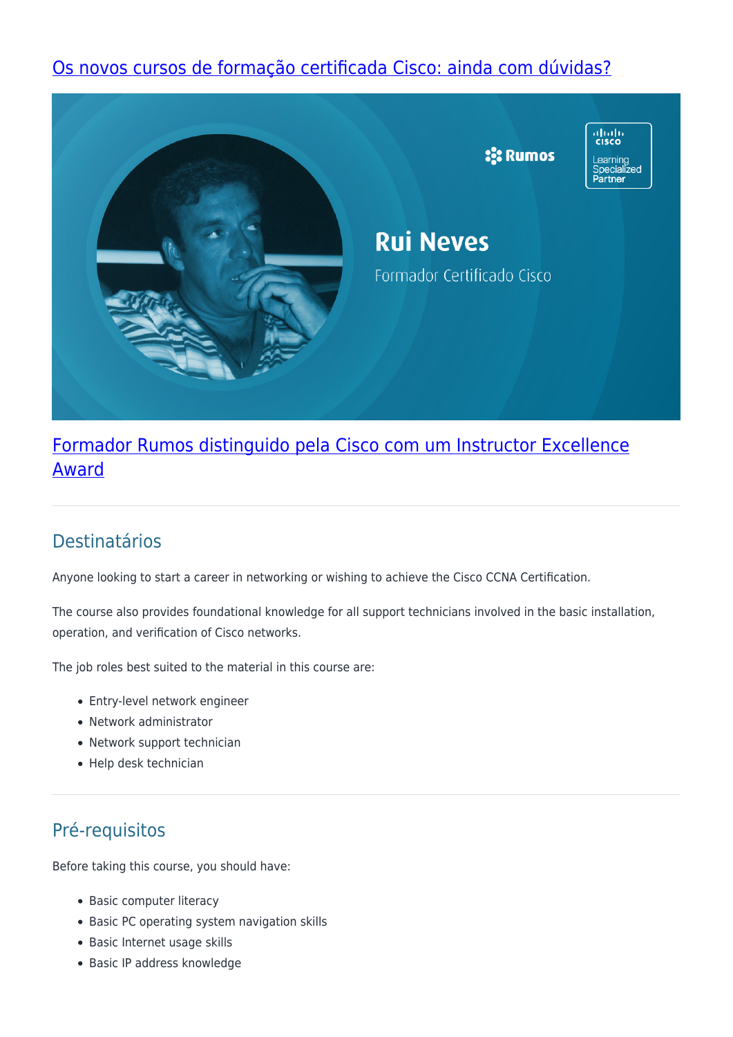[Os novos cursos de formação certificada Cisco: ainda com dúvidas?]

[Formador Rumos distinguido pela Cisco com um Instructor Excellence Award]

## Destinatários

Anyone looking to start a career in networking or wishing to achieve the Cisco CCNA Certification.

The course also provides foundational knowledge for all support technicians involved in the basic installation, operation, and verification of Cisco networks.

The job roles best suited to the material in this course are:

- Entry-level network engineer
- Network administrator
- Network support technician
- Help desk technician

## Pré-requisitos

Before taking this course, you should have:

- Basic computer literacy
- Basic PC operating system navigation skills
- Basic Internet usage skills
- Basic IP address knowledge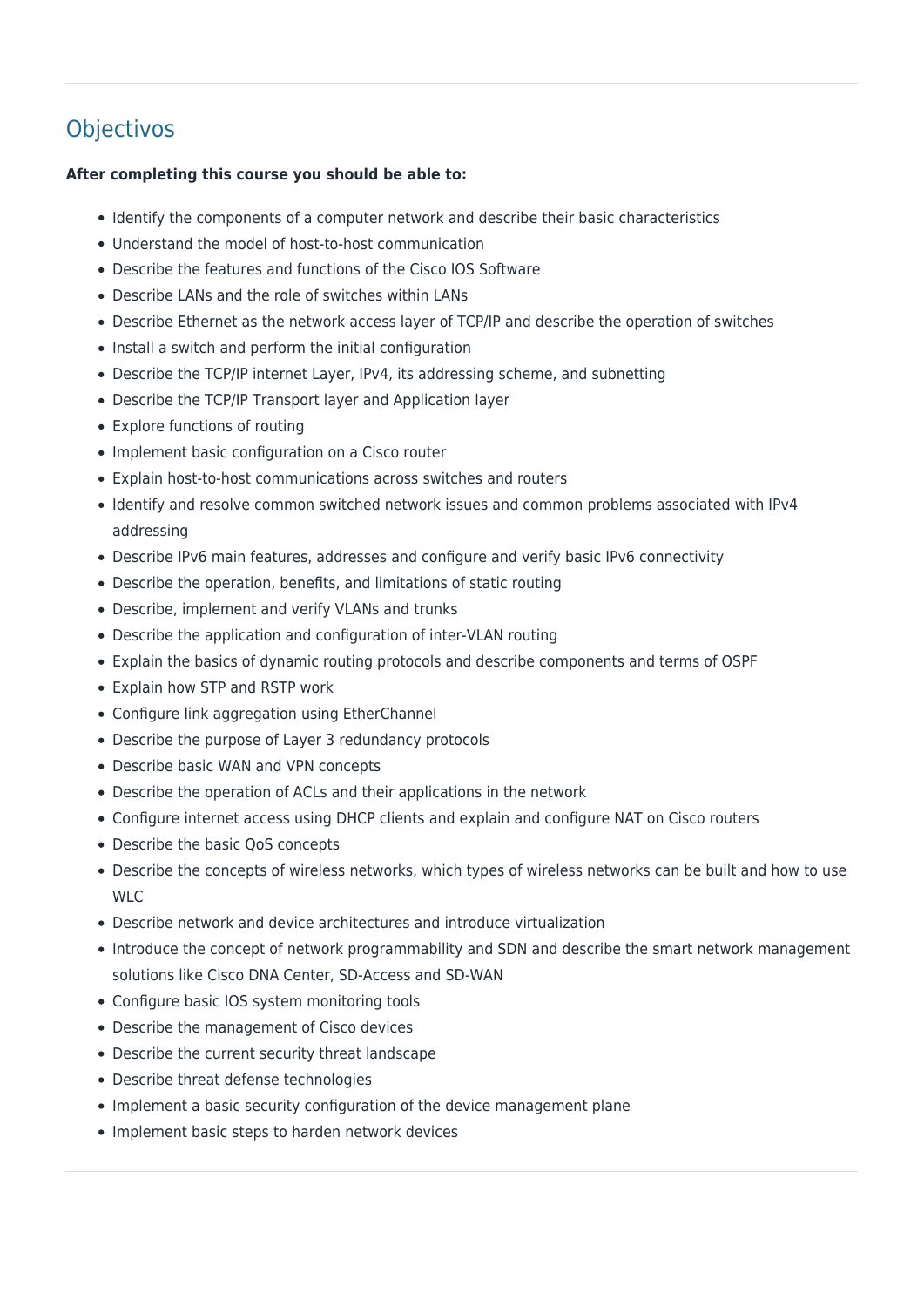## Objectivos

**After completing this course you should be able to:**

- Identify the components of a computer network and describe their basic characteristics
- Understand the model of host-to-host communication
- Describe the features and functions of the Cisco IOS Software
- Describe LANs and the role of switches within LANs
- Describe Ethernet as the network access layer of TCP/IP and describe the operation of switches
- Install a switch and perform the initial configuration
- Describe the TCP/IP internet Layer, IPv4, its addressing scheme, and subnetting
- Describe the TCP/IP Transport layer and Application layer
- Explore functions of routing
- Implement basic configuration on a Cisco router
- Explain host-to-host communications across switches and routers
- Identify and resolve common switched network issues and common problems associated with IPv4 addressing
- Describe IPv6 main features, addresses and configure and verify basic IPv6 connectivity
- Describe the operation, benefits, and limitations of static routing
- Describe, implement and verify VLANs and trunks
- Describe the application and configuration of inter-VLAN routing
- Explain the basics of dynamic routing protocols and describe components and terms of OSPF
- Explain how STP and RSTP work
- Configure link aggregation using EtherChannel
- Describe the purpose of Layer 3 redundancy protocols
- Describe basic WAN and VPN concepts
- Describe the operation of ACLs and their applications in the network
- Configure internet access using DHCP clients and explain and configure NAT on Cisco routers
- Describe the basic QoS concepts
- Describe the concepts of wireless networks, which types of wireless networks can be built and how to use WLC
- Describe network and device architectures and introduce virtualization
- Introduce the concept of network programmability and SDN and describe the smart network management solutions like Cisco DNA Center, SD-Access and SD-WAN
- Configure basic IOS system monitoring tools
- Describe the management of Cisco devices
- Describe the current security threat landscape
- Describe threat defense technologies
- Implement a basic security configuration of the device management plane
- Implement basic steps to harden network devices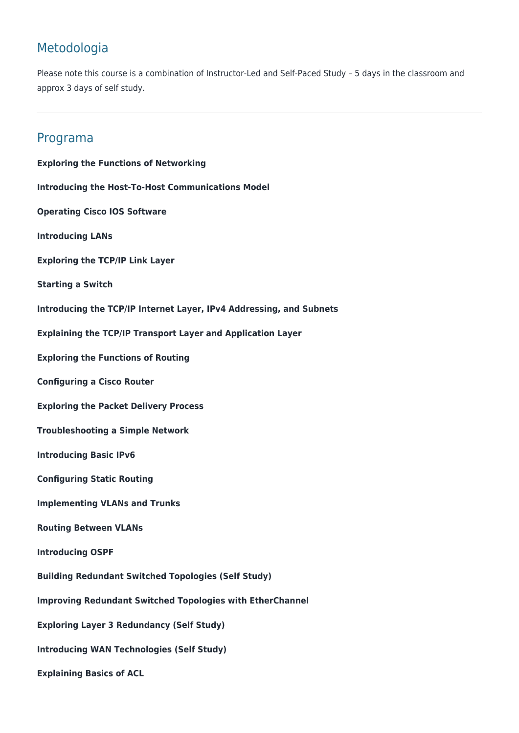## Metodologia

Please note this course is a combination of Instructor-Led and Self-Paced Study – 5 days in the classroom and approx 3 days of self study.

---

## Programa

**Exploring the Functions of Networking**

**Introducing the Host-To-Host Communications Model**

**Operating Cisco IOS Software**

**Introducing LANs**

**Exploring the TCP/IP Link Layer**

**Starting a Switch**

**Introducing the TCP/IP Internet Layer, IPv4 Addressing, and Subnets**

**Explaining the TCP/IP Transport Layer and Application Layer**

**Exploring the Functions of Routing**

**Configuring a Cisco Router**

**Exploring the Packet Delivery Process**

**Troubleshooting a Simple Network**

**Introducing Basic IPv6**

**Configuring Static Routing**

**Implementing VLANs and Trunks**

**Routing Between VLANs**

**Introducing OSPF**

**Building Redundant Switched Topologies (Self Study)**

**Improving Redundant Switched Topologies with EtherChannel**

**Exploring Layer 3 Redundancy (Self Study)**

**Introducing WAN Technologies (Self Study)**

**Explaining Basics of ACL**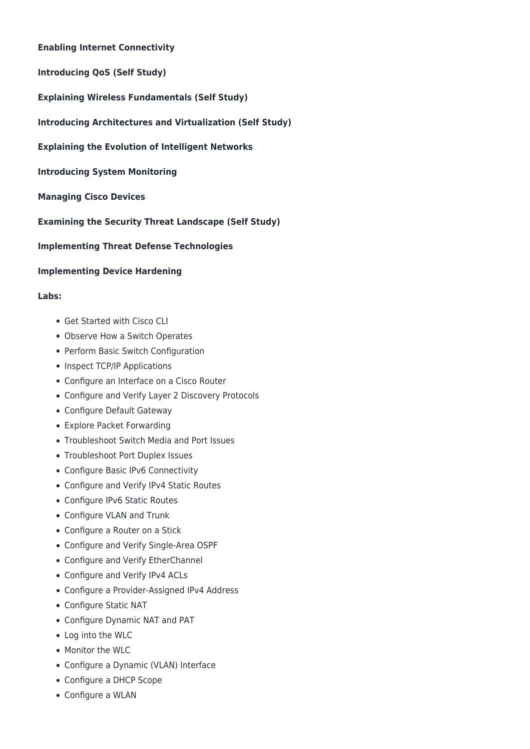**Enabling Internet Connectivity**

**Introducing QoS (Self Study)**

**Explaining Wireless Fundamentals (Self Study)**

**Introducing Architectures and Virtualization (Self Study)**

**Explaining the Evolution of Intelligent Networks**

**Introducing System Monitoring**

**Managing Cisco Devices**

**Examining the Security Threat Landscape (Self Study)**

**Implementing Threat Defense Technologies**

**Implementing Device Hardening**

**Labs:**

- Get Started with Cisco CLI
- Observe How a Switch Operates
- Perform Basic Switch Configuration
- Inspect TCP/IP Applications
- Configure an Interface on a Cisco Router
- Configure and Verify Layer 2 Discovery Protocols
- Configure Default Gateway
- Explore Packet Forwarding
- Troubleshoot Switch Media and Port Issues
- Troubleshoot Port Duplex Issues
- Configure Basic IPv6 Connectivity
- Configure and Verify IPv4 Static Routes
- Configure IPv6 Static Routes
- Configure VLAN and Trunk
- Configure a Router on a Stick
- Configure and Verify Single-Area OSPF
- Configure and Verify EtherChannel
- Configure and Verify IPv4 ACLs
- Configure a Provider-Assigned IPv4 Address
- Configure Static NAT
- Configure Dynamic NAT and PAT
- Log into the WLC
- Monitor the WLC
- Configure a Dynamic (VLAN) Interface
- Configure a DHCP Scope
- Configure a WLAN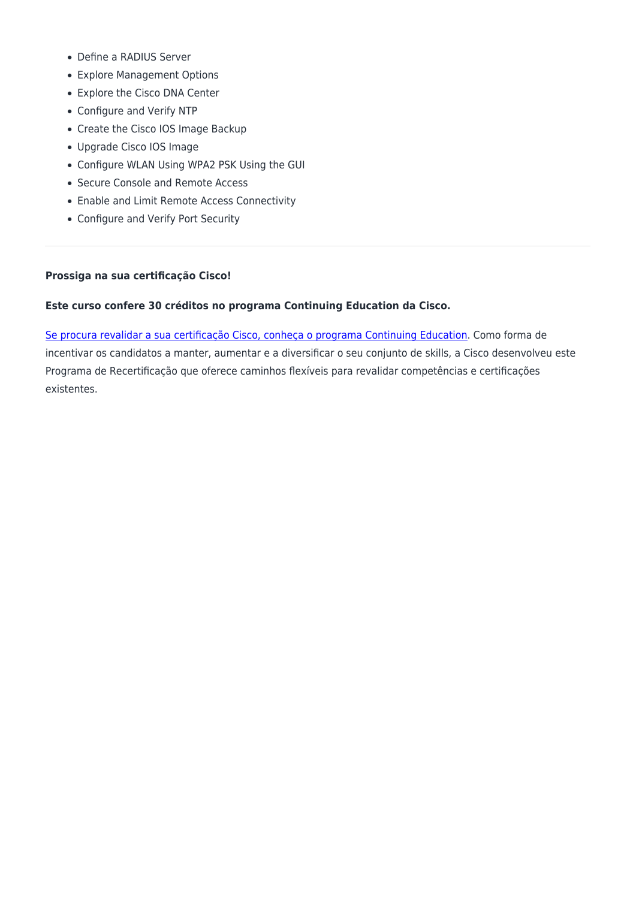- Define a RADIUS Server
- Explore Management Options
- Explore the Cisco DNA Center
- Configure and Verify NTP
- Create the Cisco IOS Image Backup
- Upgrade Cisco IOS Image
- Configure WLAN Using WPA2 PSK Using the GUI
- Secure Console and Remote Access
- Enable and Limit Remote Access Connectivity
- Configure and Verify Port Security

---

**Prossiga na sua certificação Cisco!**

**Este curso confere 30 créditos no programa Continuing Education da Cisco.**

[Se procura revalidar a sua certificação Cisco, conheça o programa Continuing Education](). Como forma de incentivar os candidatos a manter, aumentar e a diversificar o seu conjunto de skills, a Cisco desenvolveu este Programa de Recertificação que oferece caminhos flexíveis para revalidar competências e certificações existentes.